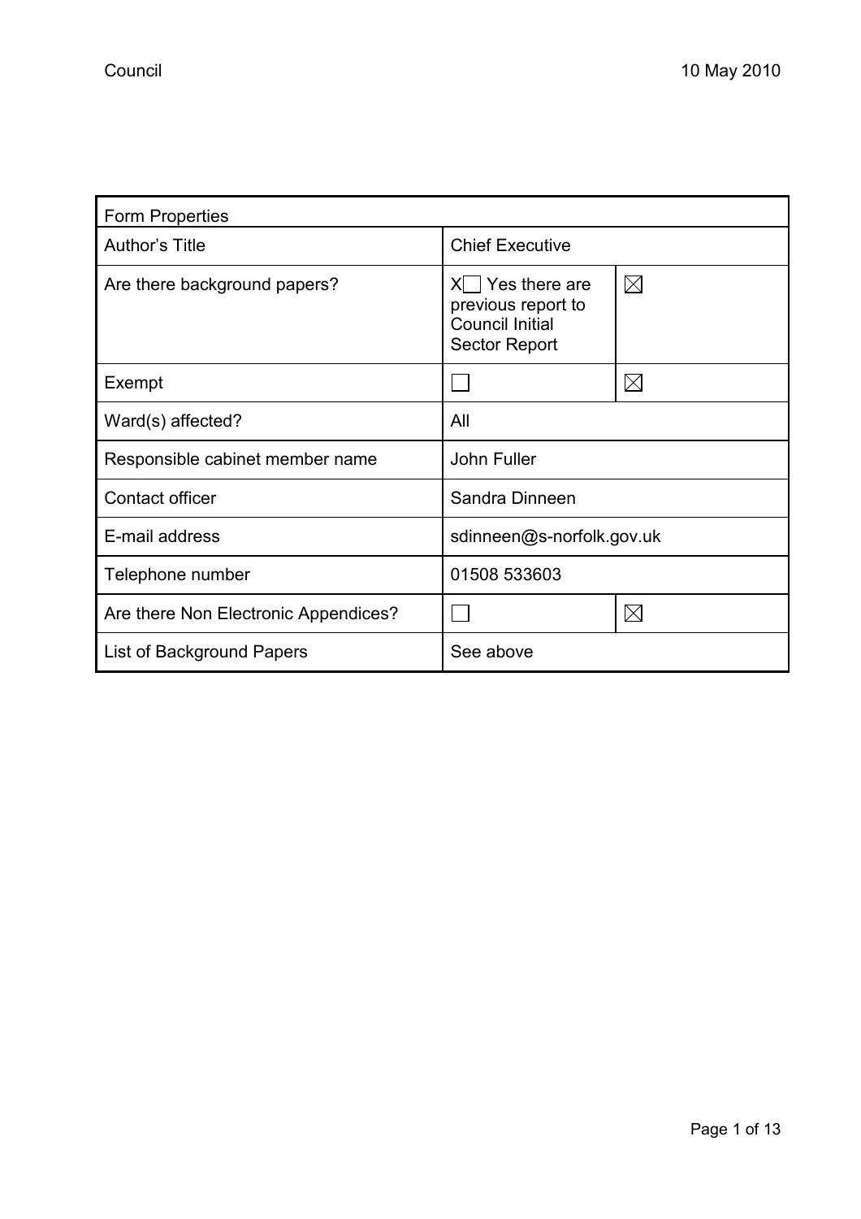Council 10 May 2010

| Form Properties | | |
|---|---|---|
| Author's Title | Chief Executive | |
| Are there background papers? | X☐ Yes there are previous report to Council Initial Sector Report | ☒ |
| Exempt | ☐ | ☒ |
| Ward(s) affected? | All | |
| Responsible cabinet member name | John Fuller | |
| Contact officer | Sandra Dinneen | |
| E-mail address | sdinneen@s-norfolk.gov.uk | |
| Telephone number | 01508 533603 | |
| Are there Non Electronic Appendices? | ☐ | ☒ |
| List of Background Papers | See above | |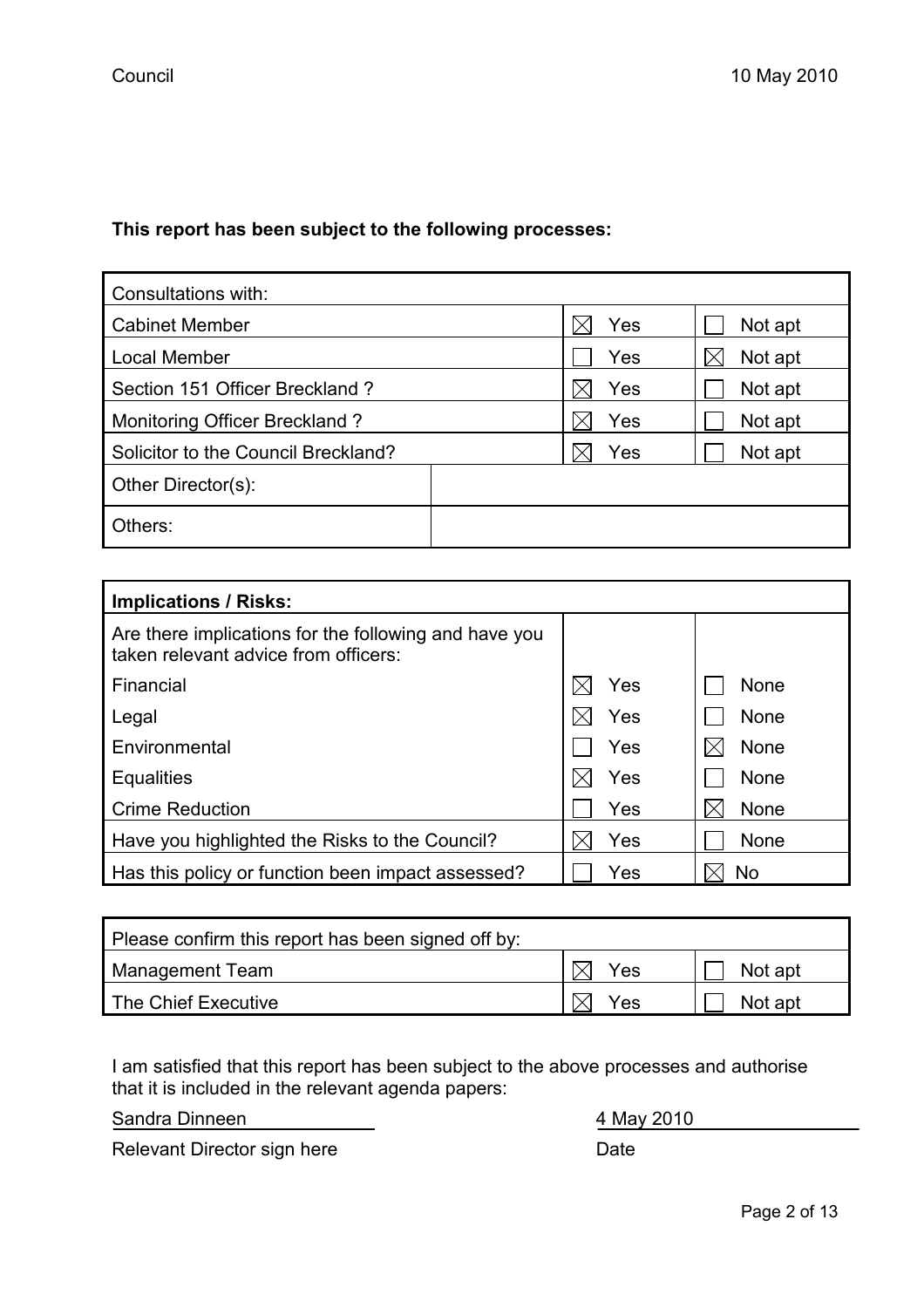**This report has been subject to the following processes:**

| Consultations with: | | |
|---|---|---|
| Cabinet Member | ☒ Yes | ☐ Not apt |
| Local Member | ☐ Yes | ☒ Not apt |
| Section 151 Officer Breckland ? | ☒ Yes | ☐ Not apt |
| Monitoring Officer Breckland ? | ☒ Yes | ☐ Not apt |
| Solicitor to the Council Breckland? | ☒ Yes | ☐ Not apt |
| Other Director(s): | | |
| Others: | | |

| **Implications / Risks:** | | |
|---|---|---|
| Are there implications for the following and have you taken relevant advice from officers: | | |
| Financial | ☒ Yes | ☐ None |
| Legal | ☒ Yes | ☐ None |
| Environmental | ☐ Yes | ☒ None |
| Equalities | ☒ Yes | ☐ None |
| Crime Reduction | ☐ Yes | ☒ None |
| Have you highlighted the Risks to the Council? | ☒ Yes | ☐ None |
| Has this policy or function been impact assessed? | ☐ Yes | ☒ No |

| Please confirm this report has been signed off by: | | |
|---|---|---|
| Management Team | ☒ Yes | ☐ Not apt |
| The Chief Executive | ☒ Yes | ☐ Not apt |

I am satisfied that this report has been subject to the above processes and authorise that it is included in the relevant agenda papers:

Sandra Dinneen — 4 May 2010

Relevant Director sign here — Date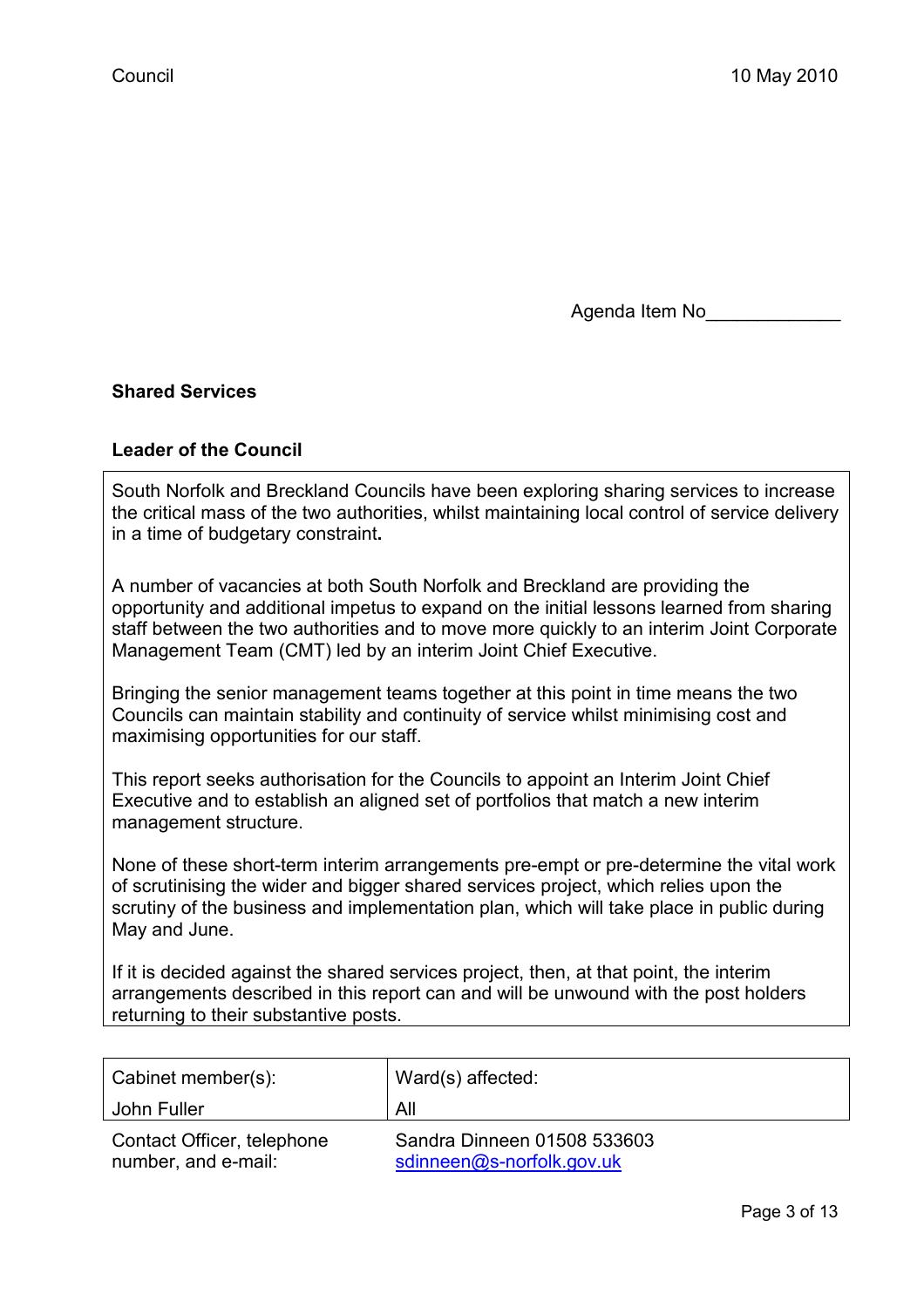Council 10 May 2010

Agenda Item No_____________

**Shared Services**

**Leader of the Council**

South Norfolk and Breckland Councils have been exploring sharing services to increase the critical mass of the two authorities, whilst maintaining local control of service delivery in a time of budgetary constraint**.**

A number of vacancies at both South Norfolk and Breckland are providing the opportunity and additional impetus to expand on the initial lessons learned from sharing staff between the two authorities and to move more quickly to an interim Joint Corporate Management Team (CMT) led by an interim Joint Chief Executive.

Bringing the senior management teams together at this point in time means the two Councils can maintain stability and continuity of service whilst minimising cost and maximising opportunities for our staff.

This report seeks authorisation for the Councils to appoint an Interim Joint Chief Executive and to establish an aligned set of portfolios that match a new interim management structure.

None of these short-term interim arrangements pre-empt or pre-determine the vital work of scrutinising the wider and bigger shared services project, which relies upon the scrutiny of the business and implementation plan, which will take place in public during May and June.

If it is decided against the shared services project, then, at that point, the interim arrangements described in this report can and will be unwound with the post holders returning to their substantive posts.

| Cabinet member(s): | Ward(s) affected: |
|---|---|
| John Fuller | All |
| Contact Officer, telephone number, and e-mail: | Sandra Dinneen 01508 533603 sdinneen@s-norfolk.gov.uk |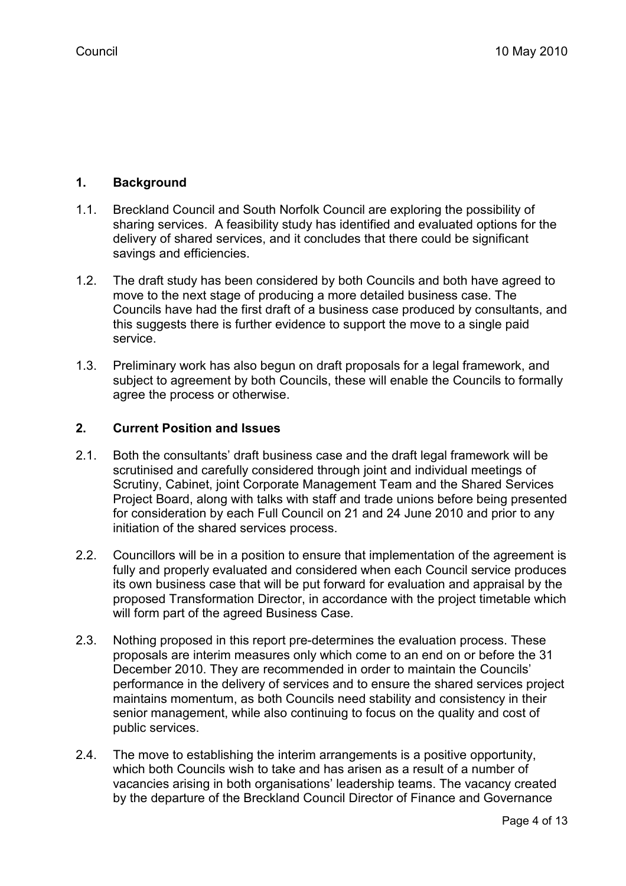## 1. Background

1.1. Breckland Council and South Norfolk Council are exploring the possibility of sharing services. A feasibility study has identified and evaluated options for the delivery of shared services, and it concludes that there could be significant savings and efficiencies.

1.2. The draft study has been considered by both Councils and both have agreed to move to the next stage of producing a more detailed business case. The Councils have had the first draft of a business case produced by consultants, and this suggests there is further evidence to support the move to a single paid service.

1.3. Preliminary work has also begun on draft proposals for a legal framework, and subject to agreement by both Councils, these will enable the Councils to formally agree the process or otherwise.

## 2. Current Position and Issues

2.1. Both the consultants' draft business case and the draft legal framework will be scrutinised and carefully considered through joint and individual meetings of Scrutiny, Cabinet, joint Corporate Management Team and the Shared Services Project Board, along with talks with staff and trade unions before being presented for consideration by each Full Council on 21 and 24 June 2010 and prior to any initiation of the shared services process.

2.2. Councillors will be in a position to ensure that implementation of the agreement is fully and properly evaluated and considered when each Council service produces its own business case that will be put forward for evaluation and appraisal by the proposed Transformation Director, in accordance with the project timetable which will form part of the agreed Business Case.

2.3. Nothing proposed in this report pre-determines the evaluation process. These proposals are interim measures only which come to an end on or before the 31 December 2010. They are recommended in order to maintain the Councils' performance in the delivery of services and to ensure the shared services project maintains momentum, as both Councils need stability and consistency in their senior management, while also continuing to focus on the quality and cost of public services.

2.4. The move to establishing the interim arrangements is a positive opportunity, which both Councils wish to take and has arisen as a result of a number of vacancies arising in both organisations' leadership teams. The vacancy created by the departure of the Breckland Council Director of Finance and Governance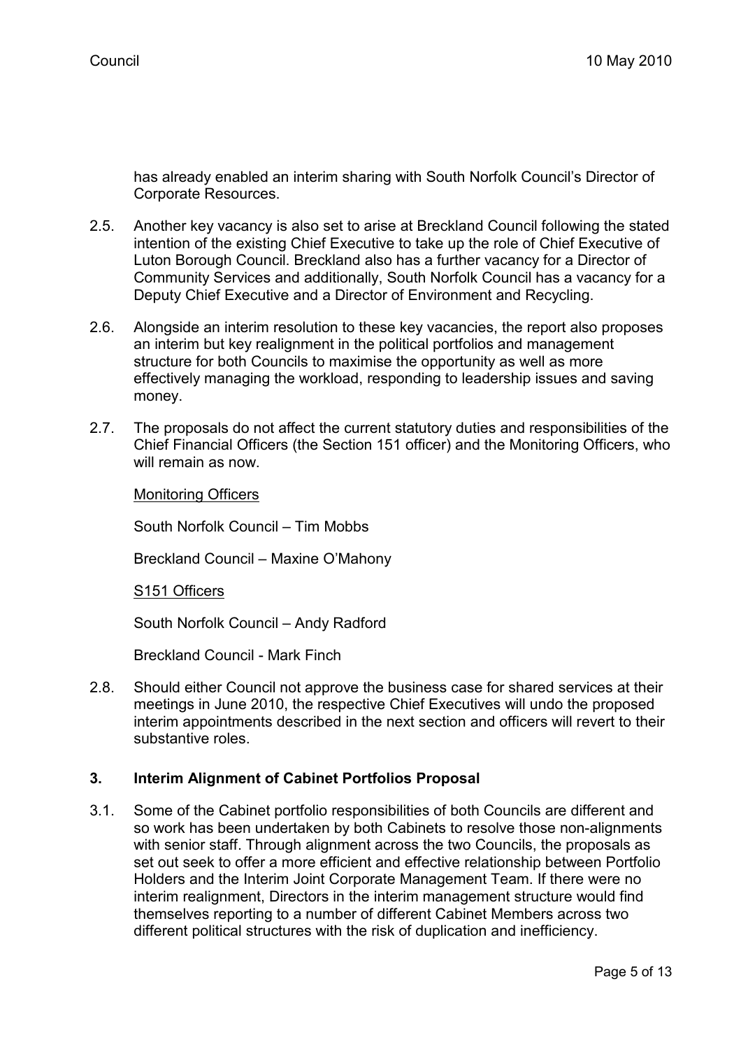has already enabled an interim sharing with South Norfolk Council's Director of Corporate Resources.

2.5. Another key vacancy is also set to arise at Breckland Council following the stated intention of the existing Chief Executive to take up the role of Chief Executive of Luton Borough Council. Breckland also has a further vacancy for a Director of Community Services and additionally, South Norfolk Council has a vacancy for a Deputy Chief Executive and a Director of Environment and Recycling.

2.6. Alongside an interim resolution to these key vacancies, the report also proposes an interim but key realignment in the political portfolios and management structure for both Councils to maximise the opportunity as well as more effectively managing the workload, responding to leadership issues and saving money.

2.7. The proposals do not affect the current statutory duties and responsibilities of the Chief Financial Officers (the Section 151 officer) and the Monitoring Officers, who will remain as now.

<u>Monitoring Officers</u>

South Norfolk Council – Tim Mobbs

Breckland Council – Maxine O'Mahony

<u>S151 Officers</u>

South Norfolk Council – Andy Radford

Breckland Council - Mark Finch

2.8. Should either Council not approve the business case for shared services at their meetings in June 2010, the respective Chief Executives will undo the proposed interim appointments described in the next section and officers will revert to their substantive roles.

## 3. Interim Alignment of Cabinet Portfolios Proposal

3.1. Some of the Cabinet portfolio responsibilities of both Councils are different and so work has been undertaken by both Cabinets to resolve those non-alignments with senior staff. Through alignment across the two Councils, the proposals as set out seek to offer a more efficient and effective relationship between Portfolio Holders and the Interim Joint Corporate Management Team. If there were no interim realignment, Directors in the interim management structure would find themselves reporting to a number of different Cabinet Members across two different political structures with the risk of duplication and inefficiency.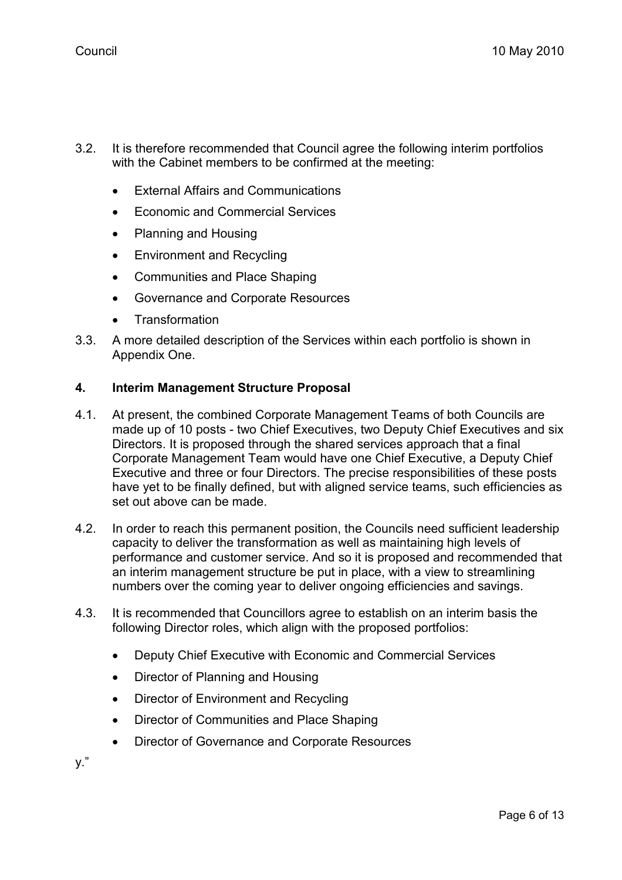3.2. It is therefore recommended that Council agree the following interim portfolios with the Cabinet members to be confirmed at the meeting:

- External Affairs and Communications
- Economic and Commercial Services
- Planning and Housing
- Environment and Recycling
- Communities and Place Shaping
- Governance and Corporate Resources
- Transformation

3.3. A more detailed description of the Services within each portfolio is shown in Appendix One.

## 4. Interim Management Structure Proposal

4.1. At present, the combined Corporate Management Teams of both Councils are made up of 10 posts - two Chief Executives, two Deputy Chief Executives and six Directors. It is proposed through the shared services approach that a final Corporate Management Team would have one Chief Executive, a Deputy Chief Executive and three or four Directors. The precise responsibilities of these posts have yet to be finally defined, but with aligned service teams, such efficiencies as set out above can be made.

4.2. In order to reach this permanent position, the Councils need sufficient leadership capacity to deliver the transformation as well as maintaining high levels of performance and customer service. And so it is proposed and recommended that an interim management structure be put in place, with a view to streamlining numbers over the coming year to deliver ongoing efficiencies and savings.

4.3. It is recommended that Councillors agree to establish on an interim basis the following Director roles, which align with the proposed portfolios:

- Deputy Chief Executive with Economic and Commercial Services
- Director of Planning and Housing
- Director of Environment and Recycling
- Director of Communities and Place Shaping
- Director of Governance and Corporate Resources

y."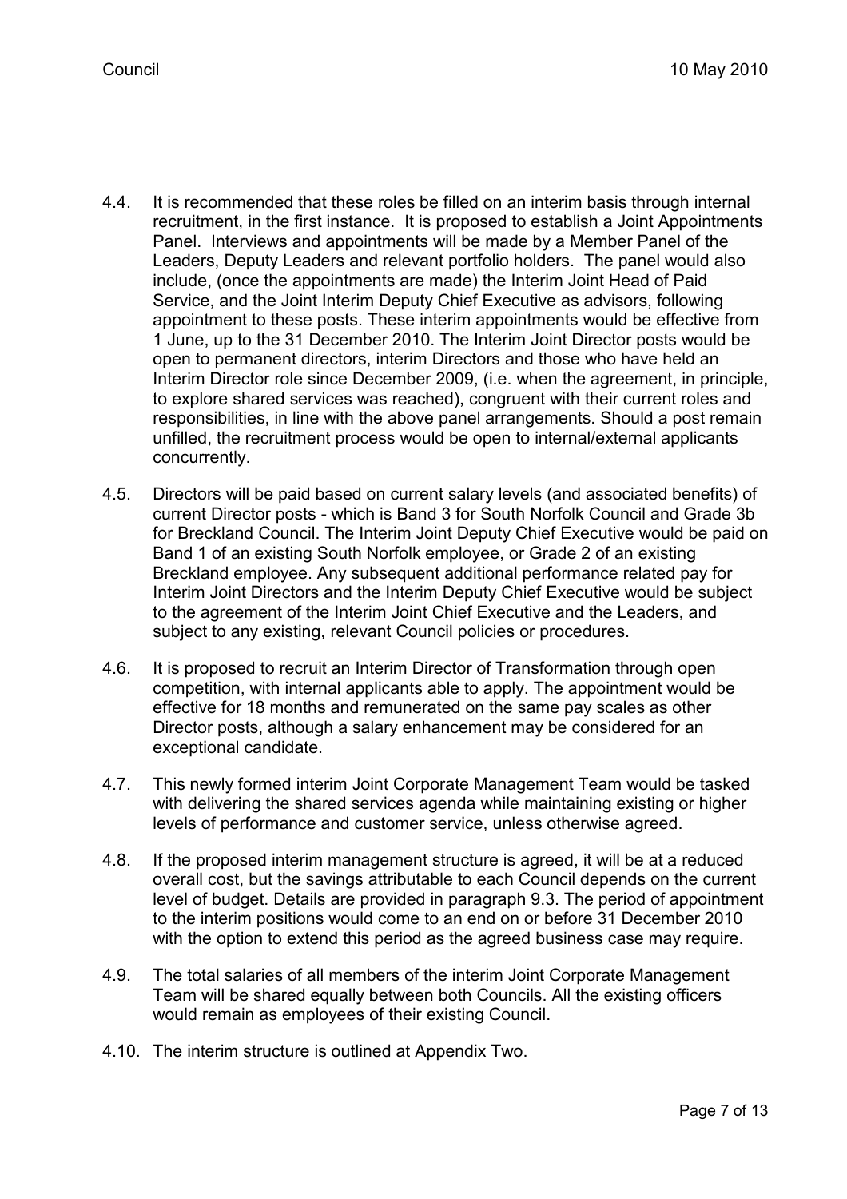4.4. It is recommended that these roles be filled on an interim basis through internal recruitment, in the first instance. It is proposed to establish a Joint Appointments Panel. Interviews and appointments will be made by a Member Panel of the Leaders, Deputy Leaders and relevant portfolio holders. The panel would also include, (once the appointments are made) the Interim Joint Head of Paid Service, and the Joint Interim Deputy Chief Executive as advisors, following appointment to these posts. These interim appointments would be effective from 1 June, up to the 31 December 2010. The Interim Joint Director posts would be open to permanent directors, interim Directors and those who have held an Interim Director role since December 2009, (i.e. when the agreement, in principle, to explore shared services was reached), congruent with their current roles and responsibilities, in line with the above panel arrangements. Should a post remain unfilled, the recruitment process would be open to internal/external applicants concurrently.

4.5. Directors will be paid based on current salary levels (and associated benefits) of current Director posts - which is Band 3 for South Norfolk Council and Grade 3b for Breckland Council. The Interim Joint Deputy Chief Executive would be paid on Band 1 of an existing South Norfolk employee, or Grade 2 of an existing Breckland employee. Any subsequent additional performance related pay for Interim Joint Directors and the Interim Deputy Chief Executive would be subject to the agreement of the Interim Joint Chief Executive and the Leaders, and subject to any existing, relevant Council policies or procedures.

4.6. It is proposed to recruit an Interim Director of Transformation through open competition, with internal applicants able to apply. The appointment would be effective for 18 months and remunerated on the same pay scales as other Director posts, although a salary enhancement may be considered for an exceptional candidate.

4.7. This newly formed interim Joint Corporate Management Team would be tasked with delivering the shared services agenda while maintaining existing or higher levels of performance and customer service, unless otherwise agreed.

4.8. If the proposed interim management structure is agreed, it will be at a reduced overall cost, but the savings attributable to each Council depends on the current level of budget. Details are provided in paragraph 9.3. The period of appointment to the interim positions would come to an end on or before 31 December 2010 with the option to extend this period as the agreed business case may require.

4.9. The total salaries of all members of the interim Joint Corporate Management Team will be shared equally between both Councils. All the existing officers would remain as employees of their existing Council.

4.10. The interim structure is outlined at Appendix Two.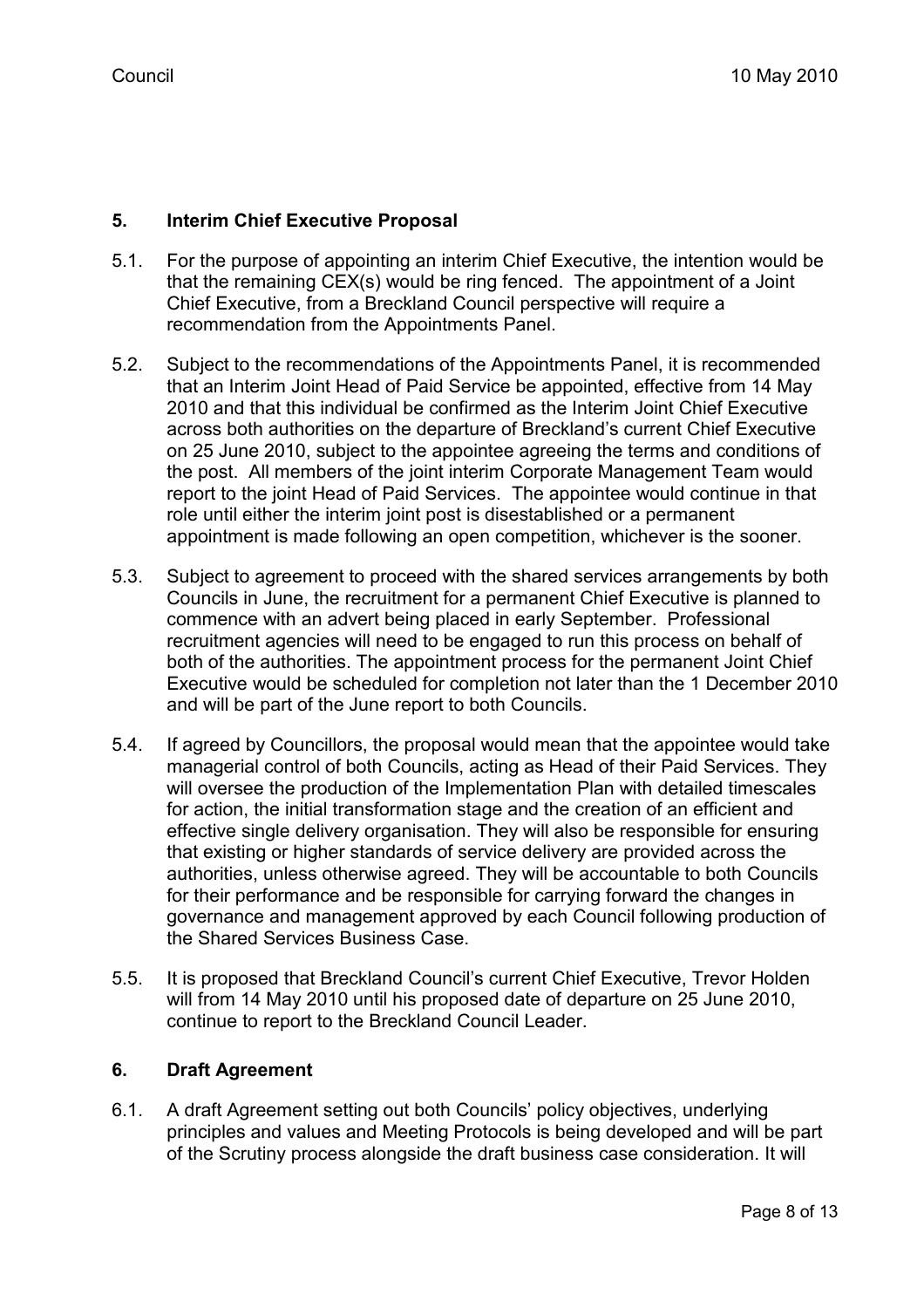## 5. Interim Chief Executive Proposal

5.1. For the purpose of appointing an interim Chief Executive, the intention would be that the remaining CEX(s) would be ring fenced. The appointment of a Joint Chief Executive, from a Breckland Council perspective will require a recommendation from the Appointments Panel.

5.2. Subject to the recommendations of the Appointments Panel, it is recommended that an Interim Joint Head of Paid Service be appointed, effective from 14 May 2010 and that this individual be confirmed as the Interim Joint Chief Executive across both authorities on the departure of Breckland's current Chief Executive on 25 June 2010, subject to the appointee agreeing the terms and conditions of the post. All members of the joint interim Corporate Management Team would report to the joint Head of Paid Services. The appointee would continue in that role until either the interim joint post is disestablished or a permanent appointment is made following an open competition, whichever is the sooner.

5.3. Subject to agreement to proceed with the shared services arrangements by both Councils in June, the recruitment for a permanent Chief Executive is planned to commence with an advert being placed in early September. Professional recruitment agencies will need to be engaged to run this process on behalf of both of the authorities. The appointment process for the permanent Joint Chief Executive would be scheduled for completion not later than the 1 December 2010 and will be part of the June report to both Councils.

5.4. If agreed by Councillors, the proposal would mean that the appointee would take managerial control of both Councils, acting as Head of their Paid Services. They will oversee the production of the Implementation Plan with detailed timescales for action, the initial transformation stage and the creation of an efficient and effective single delivery organisation. They will also be responsible for ensuring that existing or higher standards of service delivery are provided across the authorities, unless otherwise agreed. They will be accountable to both Councils for their performance and be responsible for carrying forward the changes in governance and management approved by each Council following production of the Shared Services Business Case.

5.5. It is proposed that Breckland Council's current Chief Executive, Trevor Holden will from 14 May 2010 until his proposed date of departure on 25 June 2010, continue to report to the Breckland Council Leader.

## 6. Draft Agreement

6.1. A draft Agreement setting out both Councils' policy objectives, underlying principles and values and Meeting Protocols is being developed and will be part of the Scrutiny process alongside the draft business case consideration. It will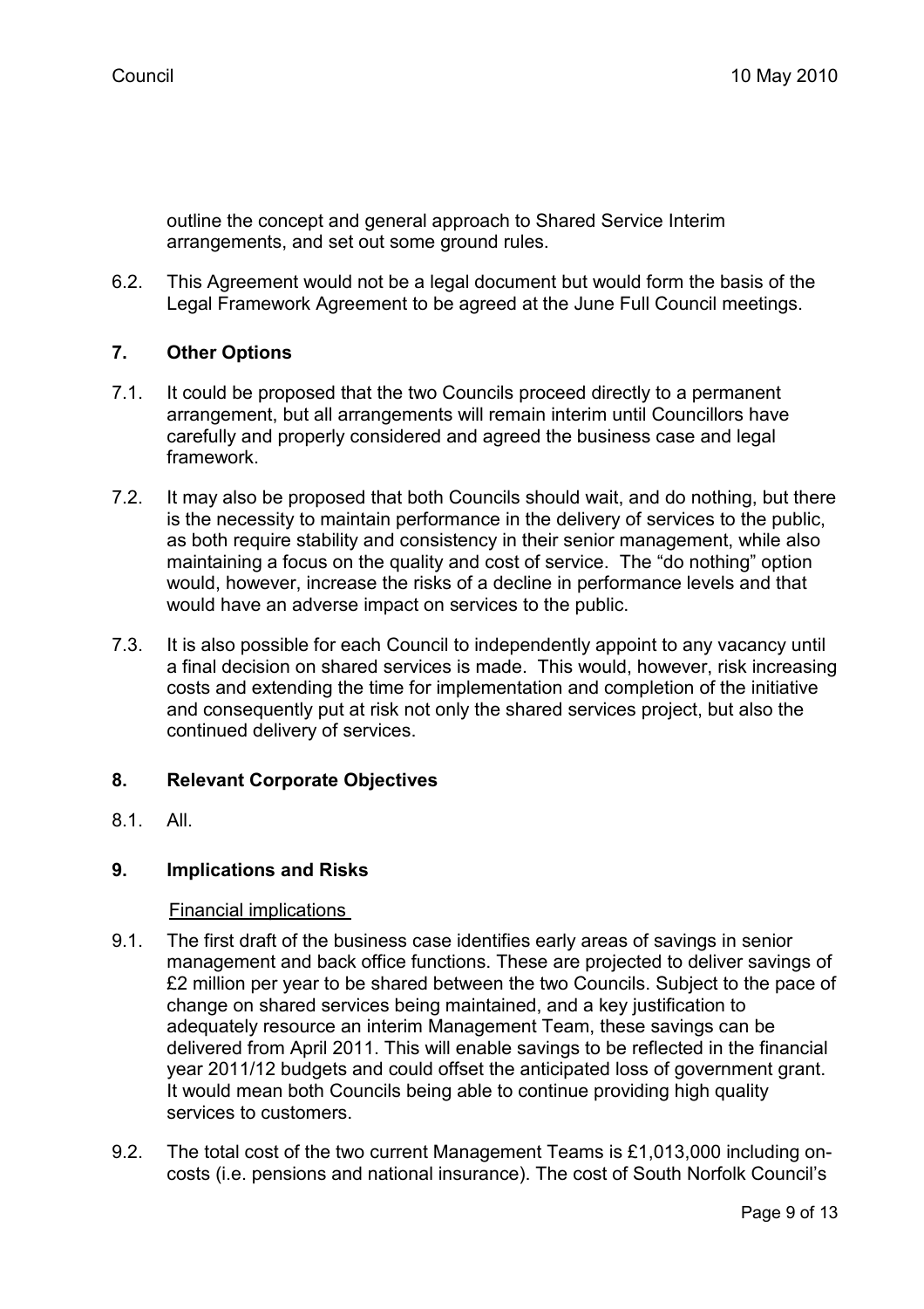outline the concept and general approach to Shared Service Interim arrangements, and set out some ground rules.

6.2. This Agreement would not be a legal document but would form the basis of the Legal Framework Agreement to be agreed at the June Full Council meetings.

## 7. Other Options

7.1. It could be proposed that the two Councils proceed directly to a permanent arrangement, but all arrangements will remain interim until Councillors have carefully and properly considered and agreed the business case and legal framework.

7.2. It may also be proposed that both Councils should wait, and do nothing, but there is the necessity to maintain performance in the delivery of services to the public, as both require stability and consistency in their senior management, while also maintaining a focus on the quality and cost of service. The "do nothing" option would, however, increase the risks of a decline in performance levels and that would have an adverse impact on services to the public.

7.3. It is also possible for each Council to independently appoint to any vacancy until a final decision on shared services is made. This would, however, risk increasing costs and extending the time for implementation and completion of the initiative and consequently put at risk not only the shared services project, but also the continued delivery of services.

## 8. Relevant Corporate Objectives

8.1. All.

## 9. Implications and Risks

Financial implications

9.1. The first draft of the business case identifies early areas of savings in senior management and back office functions. These are projected to deliver savings of £2 million per year to be shared between the two Councils. Subject to the pace of change on shared services being maintained, and a key justification to adequately resource an interim Management Team, these savings can be delivered from April 2011. This will enable savings to be reflected in the financial year 2011/12 budgets and could offset the anticipated loss of government grant. It would mean both Councils being able to continue providing high quality services to customers.

9.2. The total cost of the two current Management Teams is £1,013,000 including on-costs (i.e. pensions and national insurance). The cost of South Norfolk Council's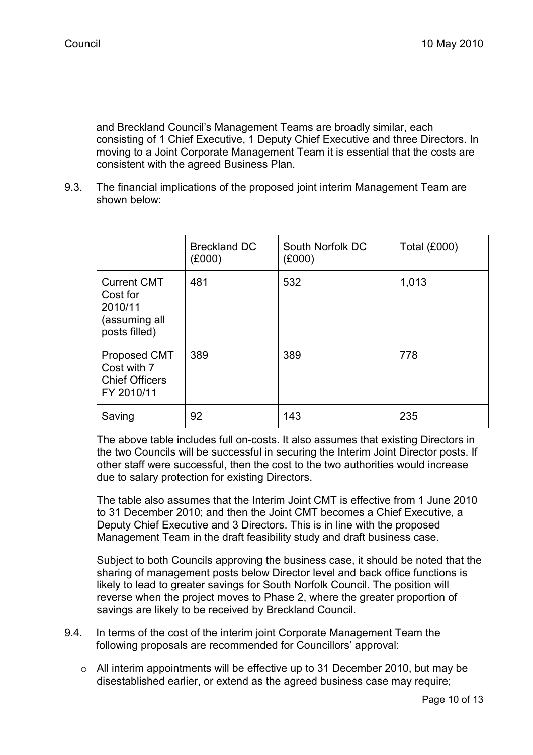and Breckland Council's Management Teams are broadly similar, each consisting of 1 Chief Executive, 1 Deputy Chief Executive and three Directors. In moving to a Joint Corporate Management Team it is essential that the costs are consistent with the agreed Business Plan.

9.3. The financial implications of the proposed joint interim Management Team are shown below:

| | Breckland DC (£000) | South Norfolk DC (£000) | Total (£000) |
|---|---|---|---|
| Current CMT Cost for 2010/11 (assuming all posts filled) | 481 | 532 | 1,013 |
| Proposed CMT Cost with 7 Chief Officers FY 2010/11 | 389 | 389 | 778 |
| Saving | 92 | 143 | 235 |

The above table includes full on-costs. It also assumes that existing Directors in the two Councils will be successful in securing the Interim Joint Director posts. If other staff were successful, then the cost to the two authorities would increase due to salary protection for existing Directors.

The table also assumes that the Interim Joint CMT is effective from 1 June 2010 to 31 December 2010; and then the Joint CMT becomes a Chief Executive, a Deputy Chief Executive and 3 Directors. This is in line with the proposed Management Team in the draft feasibility study and draft business case.

Subject to both Councils approving the business case, it should be noted that the sharing of management posts below Director level and back office functions is likely to lead to greater savings for South Norfolk Council. The position will reverse when the project moves to Phase 2, where the greater proportion of savings are likely to be received by Breckland Council.

9.4. In terms of the cost of the interim joint Corporate Management Team the following proposals are recommended for Councillors' approval:

- All interim appointments will be effective up to 31 December 2010, but may be disestablished earlier, or extend as the agreed business case may require;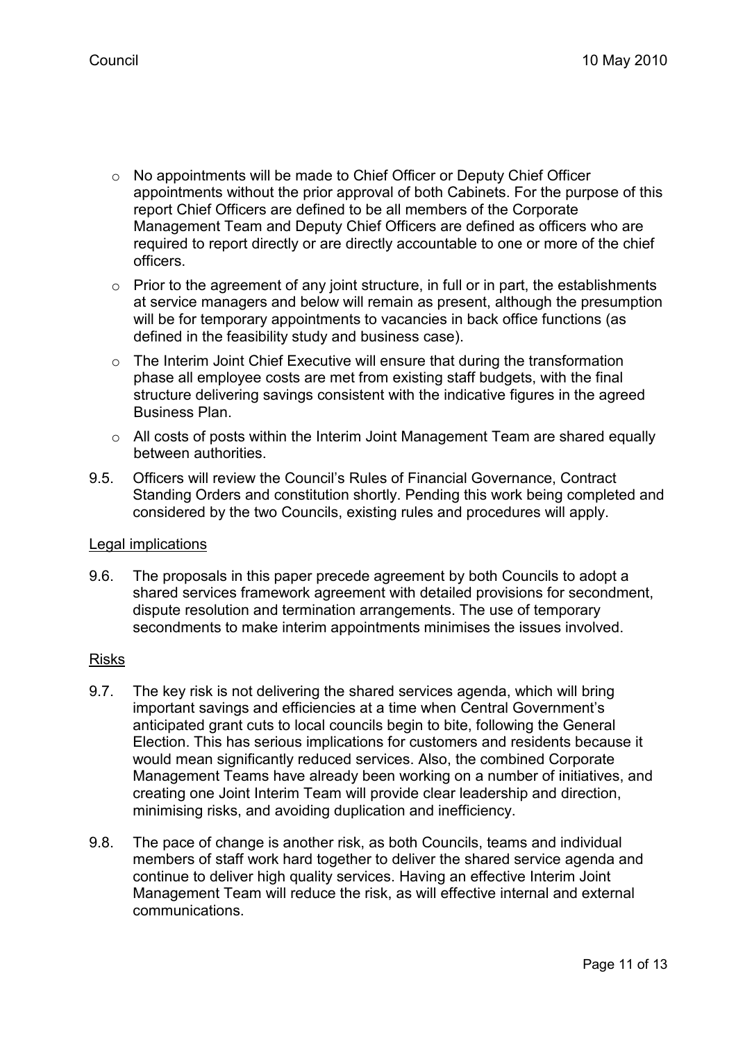- No appointments will be made to Chief Officer or Deputy Chief Officer appointments without the prior approval of both Cabinets. For the purpose of this report Chief Officers are defined to be all members of the Corporate Management Team and Deputy Chief Officers are defined as officers who are required to report directly or are directly accountable to one or more of the chief officers.
- Prior to the agreement of any joint structure, in full or in part, the establishments at service managers and below will remain as present, although the presumption will be for temporary appointments to vacancies in back office functions (as defined in the feasibility study and business case).
- The Interim Joint Chief Executive will ensure that during the transformation phase all employee costs are met from existing staff budgets, with the final structure delivering savings consistent with the indicative figures in the agreed Business Plan.
- All costs of posts within the Interim Joint Management Team are shared equally between authorities.

9.5. Officers will review the Council's Rules of Financial Governance, Contract Standing Orders and constitution shortly. Pending this work being completed and considered by the two Councils, existing rules and procedures will apply.

Legal implications

9.6. The proposals in this paper precede agreement by both Councils to adopt a shared services framework agreement with detailed provisions for secondment, dispute resolution and termination arrangements. The use of temporary secondments to make interim appointments minimises the issues involved.

Risks

9.7. The key risk is not delivering the shared services agenda, which will bring important savings and efficiencies at a time when Central Government's anticipated grant cuts to local councils begin to bite, following the General Election. This has serious implications for customers and residents because it would mean significantly reduced services. Also, the combined Corporate Management Teams have already been working on a number of initiatives, and creating one Joint Interim Team will provide clear leadership and direction, minimising risks, and avoiding duplication and inefficiency.

9.8. The pace of change is another risk, as both Councils, teams and individual members of staff work hard together to deliver the shared service agenda and continue to deliver high quality services. Having an effective Interim Joint Management Team will reduce the risk, as will effective internal and external communications.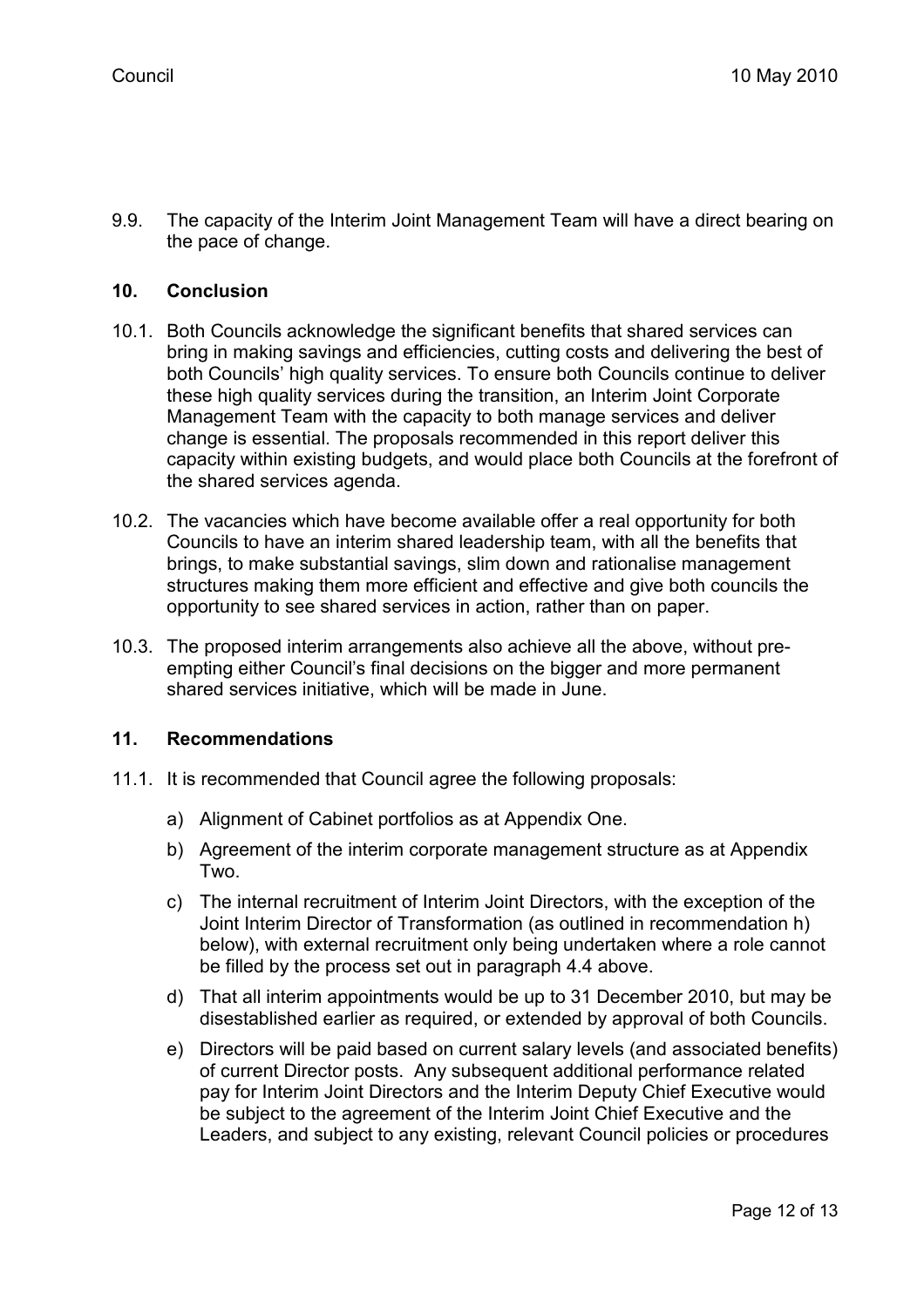9.9. The capacity of the Interim Joint Management Team will have a direct bearing on the pace of change.

## 10. Conclusion

10.1. Both Councils acknowledge the significant benefits that shared services can bring in making savings and efficiencies, cutting costs and delivering the best of both Councils' high quality services. To ensure both Councils continue to deliver these high quality services during the transition, an Interim Joint Corporate Management Team with the capacity to both manage services and deliver change is essential. The proposals recommended in this report deliver this capacity within existing budgets, and would place both Councils at the forefront of the shared services agenda.

10.2. The vacancies which have become available offer a real opportunity for both Councils to have an interim shared leadership team, with all the benefits that brings, to make substantial savings, slim down and rationalise management structures making them more efficient and effective and give both councils the opportunity to see shared services in action, rather than on paper.

10.3. The proposed interim arrangements also achieve all the above, without pre-empting either Council's final decisions on the bigger and more permanent shared services initiative, which will be made in June.

## 11. Recommendations

11.1. It is recommended that Council agree the following proposals:

a) Alignment of Cabinet portfolios as at Appendix One.

b) Agreement of the interim corporate management structure as at Appendix Two.

c) The internal recruitment of Interim Joint Directors, with the exception of the Joint Interim Director of Transformation (as outlined in recommendation h) below), with external recruitment only being undertaken where a role cannot be filled by the process set out in paragraph 4.4 above.

d) That all interim appointments would be up to 31 December 2010, but may be disestablished earlier as required, or extended by approval of both Councils.

e) Directors will be paid based on current salary levels (and associated benefits) of current Director posts. Any subsequent additional performance related pay for Interim Joint Directors and the Interim Deputy Chief Executive would be subject to the agreement of the Interim Joint Chief Executive and the Leaders, and subject to any existing, relevant Council policies or procedures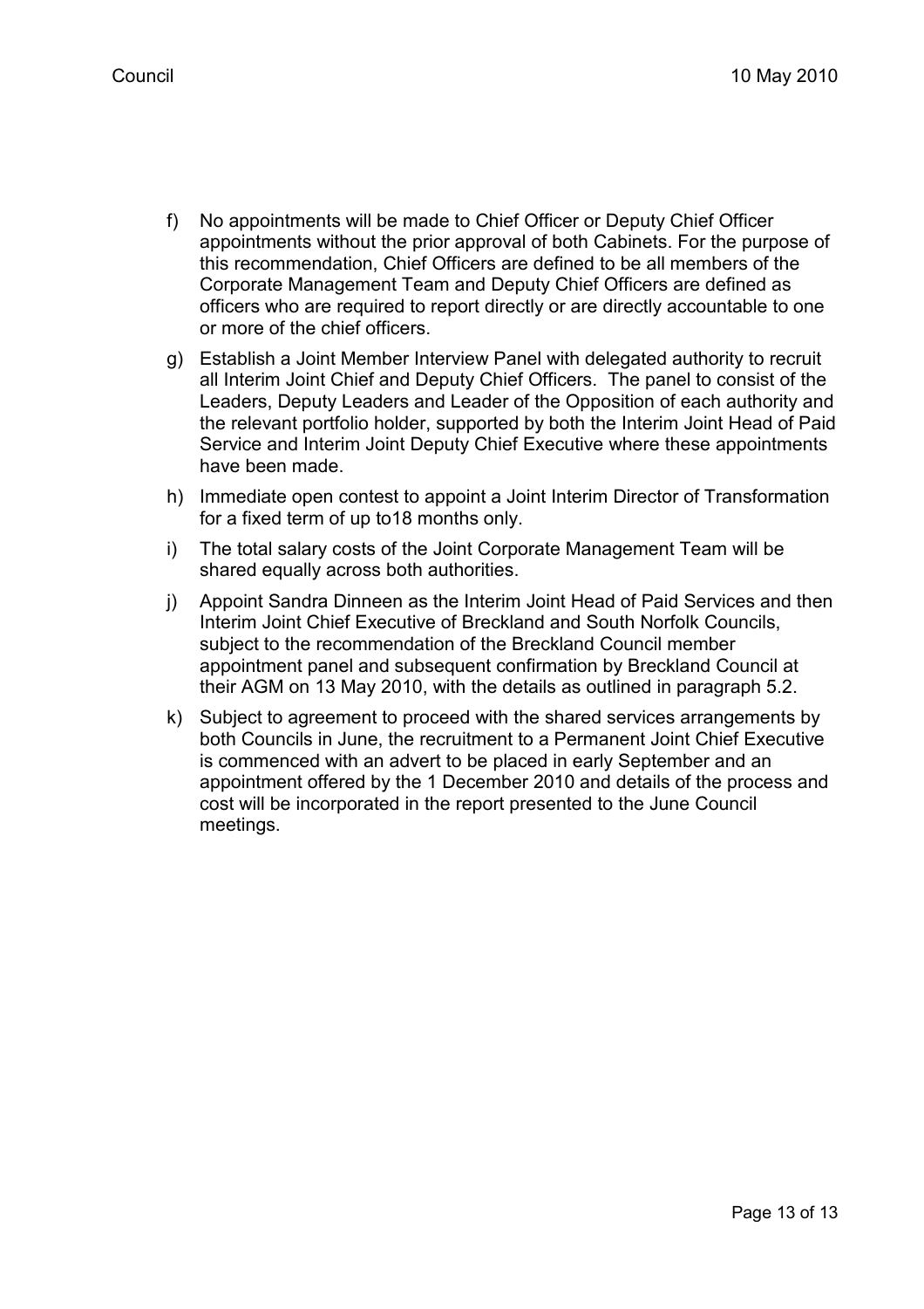f) No appointments will be made to Chief Officer or Deputy Chief Officer appointments without the prior approval of both Cabinets. For the purpose of this recommendation, Chief Officers are defined to be all members of the Corporate Management Team and Deputy Chief Officers are defined as officers who are required to report directly or are directly accountable to one or more of the chief officers.

g) Establish a Joint Member Interview Panel with delegated authority to recruit all Interim Joint Chief and Deputy Chief Officers. The panel to consist of the Leaders, Deputy Leaders and Leader of the Opposition of each authority and the relevant portfolio holder, supported by both the Interim Joint Head of Paid Service and Interim Joint Deputy Chief Executive where these appointments have been made.

h) Immediate open contest to appoint a Joint Interim Director of Transformation for a fixed term of up to18 months only.

i) The total salary costs of the Joint Corporate Management Team will be shared equally across both authorities.

j) Appoint Sandra Dinneen as the Interim Joint Head of Paid Services and then Interim Joint Chief Executive of Breckland and South Norfolk Councils, subject to the recommendation of the Breckland Council member appointment panel and subsequent confirmation by Breckland Council at their AGM on 13 May 2010, with the details as outlined in paragraph 5.2.

k) Subject to agreement to proceed with the shared services arrangements by both Councils in June, the recruitment to a Permanent Joint Chief Executive is commenced with an advert to be placed in early September and an appointment offered by the 1 December 2010 and details of the process and cost will be incorporated in the report presented to the June Council meetings.